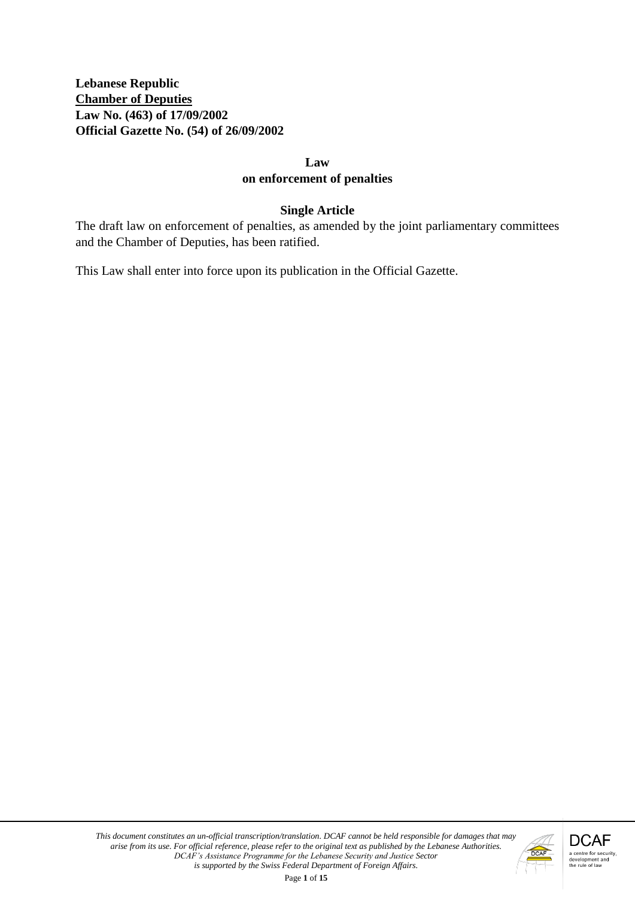**Lebanese Republic**
**Chamber of Deputies**
**Law No. (463) of 17/09/2002**
**Official Gazette No. (54) of 26/09/2002**

# Law on enforcement of penalties

## Single Article

The draft law on enforcement of penalties, as amended by the joint parliamentary committees and the Chamber of Deputies, has been ratified.

This Law shall enter into force upon its publication in the Official Gazette.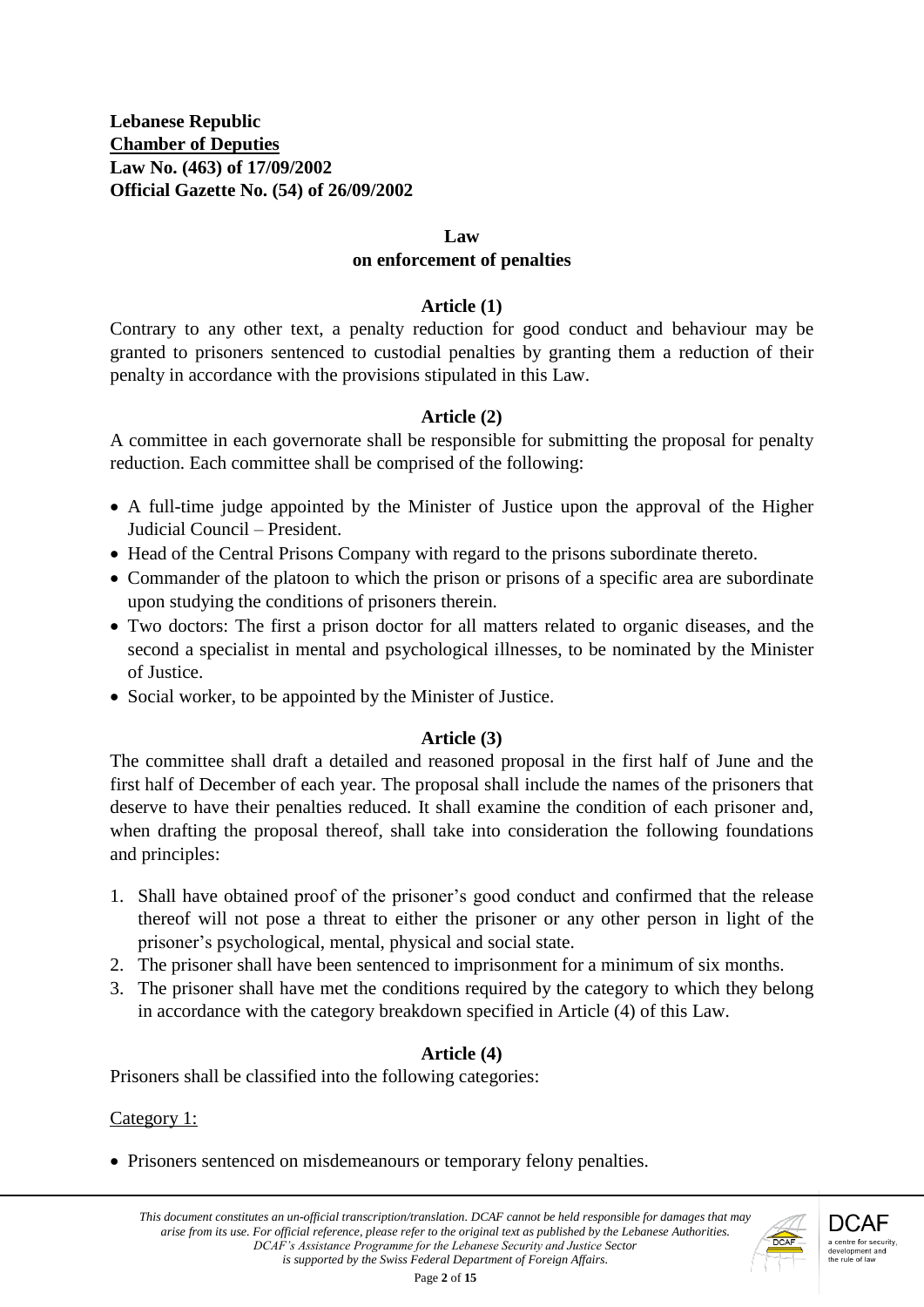**Lebanese Republic**
**Chamber of Deputies**
**Law No. (463) of 17/09/2002**
**Official Gazette No. (54) of 26/09/2002**

## Law
## on enforcement of penalties

### Article (1)

Contrary to any other text, a penalty reduction for good conduct and behaviour may be granted to prisoners sentenced to custodial penalties by granting them a reduction of their penalty in accordance with the provisions stipulated in this Law.

### Article (2)

A committee in each governorate shall be responsible for submitting the proposal for penalty reduction. Each committee shall be comprised of the following:

- A full-time judge appointed by the Minister of Justice upon the approval of the Higher Judicial Council – President.
- Head of the Central Prisons Company with regard to the prisons subordinate thereto.
- Commander of the platoon to which the prison or prisons of a specific area are subordinate upon studying the conditions of prisoners therein.
- Two doctors: The first a prison doctor for all matters related to organic diseases, and the second a specialist in mental and psychological illnesses, to be nominated by the Minister of Justice.
- Social worker, to be appointed by the Minister of Justice.

### Article (3)

The committee shall draft a detailed and reasoned proposal in the first half of June and the first half of December of each year. The proposal shall include the names of the prisoners that deserve to have their penalties reduced. It shall examine the condition of each prisoner and, when drafting the proposal thereof, shall take into consideration the following foundations and principles:

1. Shall have obtained proof of the prisoner's good conduct and confirmed that the release thereof will not pose a threat to either the prisoner or any other person in light of the prisoner's psychological, mental, physical and social state.
2. The prisoner shall have been sentenced to imprisonment for a minimum of six months.
3. The prisoner shall have met the conditions required by the category to which they belong in accordance with the category breakdown specified in Article (4) of this Law.

### Article (4)

Prisoners shall be classified into the following categories:

Category 1:

- Prisoners sentenced on misdemeanours or temporary felony penalties.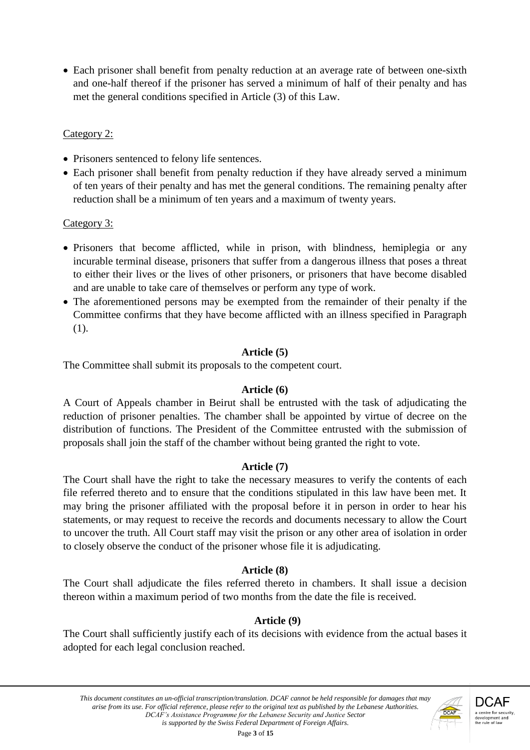- Each prisoner shall benefit from penalty reduction at an average rate of between one-sixth and one-half thereof if the prisoner has served a minimum of half of their penalty and has met the general conditions specified in Article (3) of this Law.

Category 2:

- Prisoners sentenced to felony life sentences.
- Each prisoner shall benefit from penalty reduction if they have already served a minimum of ten years of their penalty and has met the general conditions. The remaining penalty after reduction shall be a minimum of ten years and a maximum of twenty years.

Category 3:

- Prisoners that become afflicted, while in prison, with blindness, hemiplegia or any incurable terminal disease, prisoners that suffer from a dangerous illness that poses a threat to either their lives or the lives of other prisoners, or prisoners that have become disabled and are unable to take care of themselves or perform any type of work.
- The aforementioned persons may be exempted from the remainder of their penalty if the Committee confirms that they have become afflicted with an illness specified in Paragraph (1).

**Article (5)**

The Committee shall submit its proposals to the competent court.

**Article (6)**

A Court of Appeals chamber in Beirut shall be entrusted with the task of adjudicating the reduction of prisoner penalties. The chamber shall be appointed by virtue of decree on the distribution of functions. The President of the Committee entrusted with the submission of proposals shall join the staff of the chamber without being granted the right to vote.

**Article (7)**

The Court shall have the right to take the necessary measures to verify the contents of each file referred thereto and to ensure that the conditions stipulated in this law have been met. It may bring the prisoner affiliated with the proposal before it in person in order to hear his statements, or may request to receive the records and documents necessary to allow the Court to uncover the truth. All Court staff may visit the prison or any other area of isolation in order to closely observe the conduct of the prisoner whose file it is adjudicating.

**Article (8)**

The Court shall adjudicate the files referred thereto in chambers. It shall issue a decision thereon within a maximum period of two months from the date the file is received.

**Article (9)**

The Court shall sufficiently justify each of its decisions with evidence from the actual bases it adopted for each legal conclusion reached.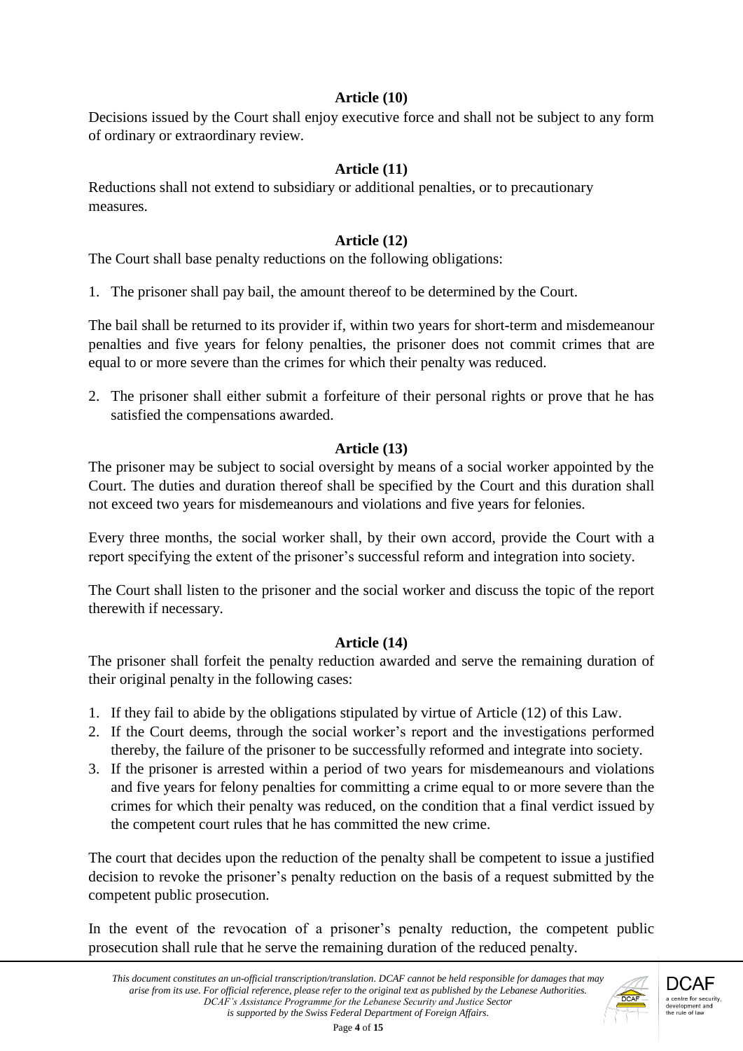### Article (10)

Decisions issued by the Court shall enjoy executive force and shall not be subject to any form of ordinary or extraordinary review.

### Article (11)

Reductions shall not extend to subsidiary or additional penalties, or to precautionary measures.

### Article (12)

The Court shall base penalty reductions on the following obligations:

1. The prisoner shall pay bail, the amount thereof to be determined by the Court.

The bail shall be returned to its provider if, within two years for short-term and misdemeanour penalties and five years for felony penalties, the prisoner does not commit crimes that are equal to or more severe than the crimes for which their penalty was reduced.

2. The prisoner shall either submit a forfeiture of their personal rights or prove that he has satisfied the compensations awarded.

### Article (13)

The prisoner may be subject to social oversight by means of a social worker appointed by the Court. The duties and duration thereof shall be specified by the Court and this duration shall not exceed two years for misdemeanours and violations and five years for felonies.

Every three months, the social worker shall, by their own accord, provide the Court with a report specifying the extent of the prisoner's successful reform and integration into society.

The Court shall listen to the prisoner and the social worker and discuss the topic of the report therewith if necessary.

### Article (14)

The prisoner shall forfeit the penalty reduction awarded and serve the remaining duration of their original penalty in the following cases:

1. If they fail to abide by the obligations stipulated by virtue of Article (12) of this Law.
2. If the Court deems, through the social worker's report and the investigations performed thereby, the failure of the prisoner to be successfully reformed and integrate into society.
3. If the prisoner is arrested within a period of two years for misdemeanours and violations and five years for felony penalties for committing a crime equal to or more severe than the crimes for which their penalty was reduced, on the condition that a final verdict issued by the competent court rules that he has committed the new crime.

The court that decides upon the reduction of the penalty shall be competent to issue a justified decision to revoke the prisoner's penalty reduction on the basis of a request submitted by the competent public prosecution.

In the event of the revocation of a prisoner's penalty reduction, the competent public prosecution shall rule that he serve the remaining duration of the reduced penalty.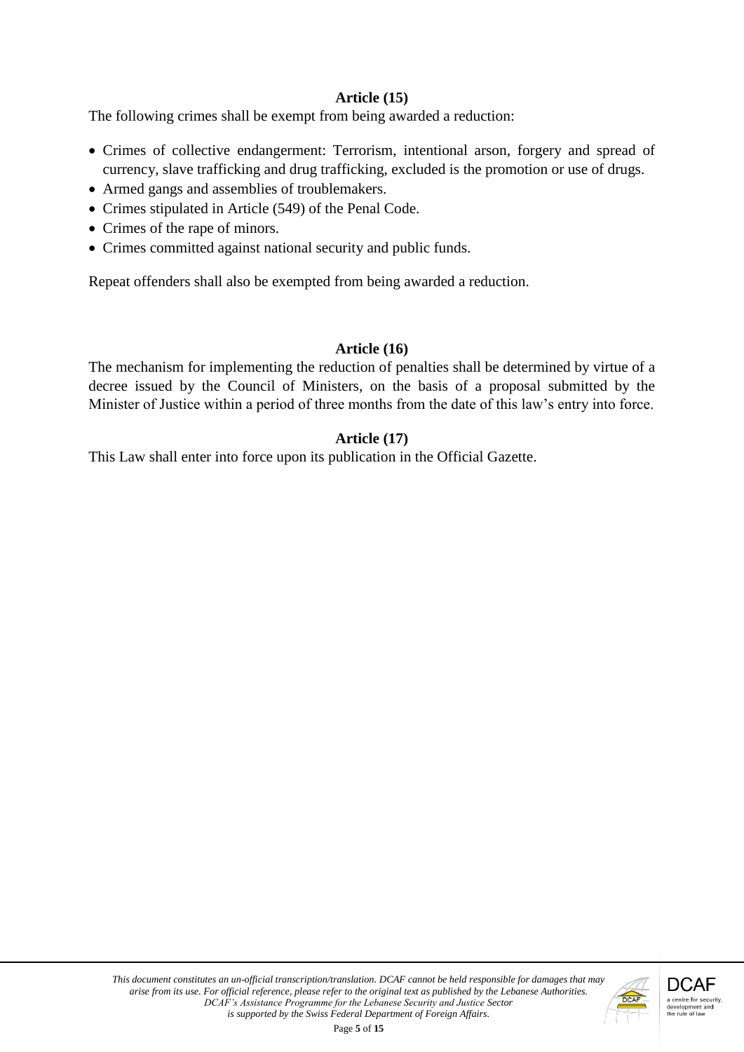**Article (15)**

The following crimes shall be exempt from being awarded a reduction:

- Crimes of collective endangerment: Terrorism, intentional arson, forgery and spread of currency, slave trafficking and drug trafficking, excluded is the promotion or use of drugs.
- Armed gangs and assemblies of troublemakers.
- Crimes stipulated in Article (549) of the Penal Code.
- Crimes of the rape of minors.
- Crimes committed against national security and public funds.

Repeat offenders shall also be exempted from being awarded a reduction.

**Article (16)**

The mechanism for implementing the reduction of penalties shall be determined by virtue of a decree issued by the Council of Ministers, on the basis of a proposal submitted by the Minister of Justice within a period of three months from the date of this law's entry into force.

**Article (17)**

This Law shall enter into force upon its publication in the Official Gazette.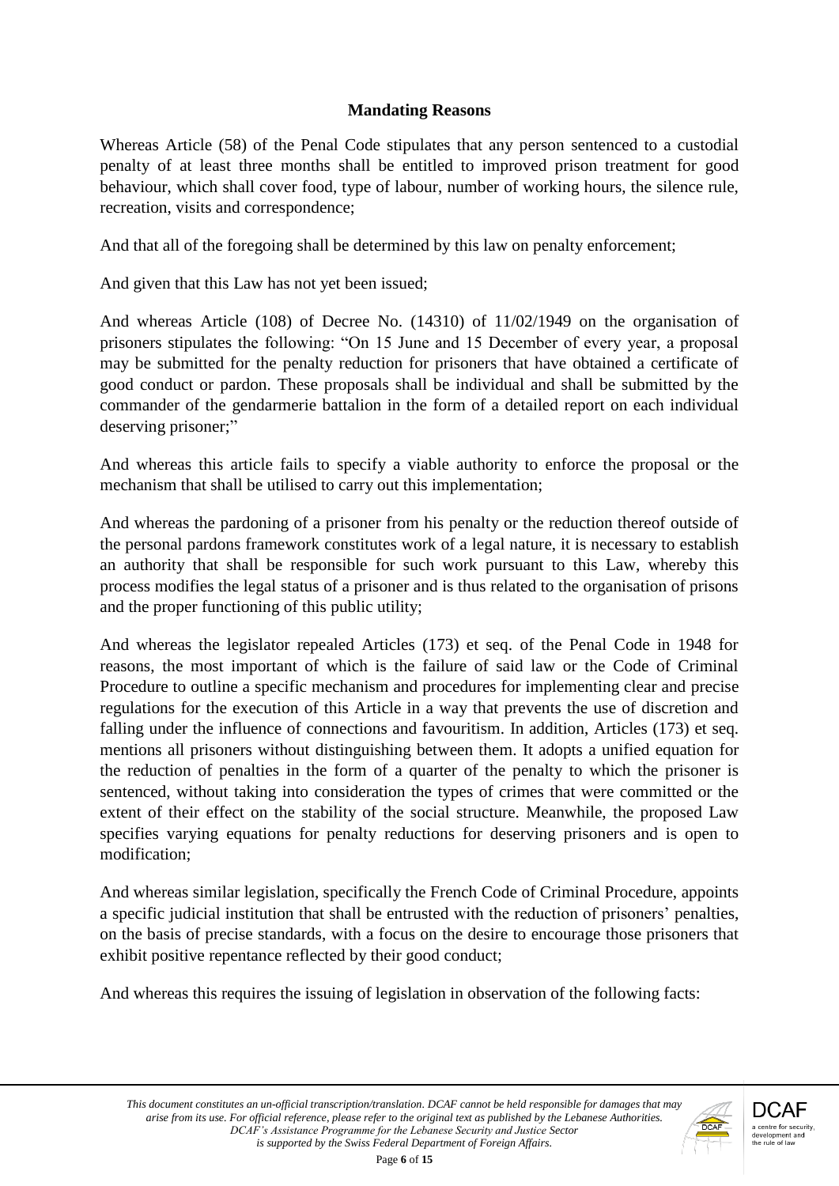**Mandating Reasons**

Whereas Article (58) of the Penal Code stipulates that any person sentenced to a custodial penalty of at least three months shall be entitled to improved prison treatment for good behaviour, which shall cover food, type of labour, number of working hours, the silence rule, recreation, visits and correspondence;

And that all of the foregoing shall be determined by this law on penalty enforcement;

And given that this Law has not yet been issued;

And whereas Article (108) of Decree No. (14310) of 11/02/1949 on the organisation of prisoners stipulates the following: "On 15 June and 15 December of every year, a proposal may be submitted for the penalty reduction for prisoners that have obtained a certificate of good conduct or pardon. These proposals shall be individual and shall be submitted by the commander of the gendarmerie battalion in the form of a detailed report on each individual deserving prisoner;"

And whereas this article fails to specify a viable authority to enforce the proposal or the mechanism that shall be utilised to carry out this implementation;

And whereas the pardoning of a prisoner from his penalty or the reduction thereof outside of the personal pardons framework constitutes work of a legal nature, it is necessary to establish an authority that shall be responsible for such work pursuant to this Law, whereby this process modifies the legal status of a prisoner and is thus related to the organisation of prisons and the proper functioning of this public utility;

And whereas the legislator repealed Articles (173) et seq. of the Penal Code in 1948 for reasons, the most important of which is the failure of said law or the Code of Criminal Procedure to outline a specific mechanism and procedures for implementing clear and precise regulations for the execution of this Article in a way that prevents the use of discretion and falling under the influence of connections and favouritism. In addition, Articles (173) et seq. mentions all prisoners without distinguishing between them. It adopts a unified equation for the reduction of penalties in the form of a quarter of the penalty to which the prisoner is sentenced, without taking into consideration the types of crimes that were committed or the extent of their effect on the stability of the social structure. Meanwhile, the proposed Law specifies varying equations for penalty reductions for deserving prisoners and is open to modification;

And whereas similar legislation, specifically the French Code of Criminal Procedure, appoints a specific judicial institution that shall be entrusted with the reduction of prisoners' penalties, on the basis of precise standards, with a focus on the desire to encourage those prisoners that exhibit positive repentance reflected by their good conduct;

And whereas this requires the issuing of legislation in observation of the following facts: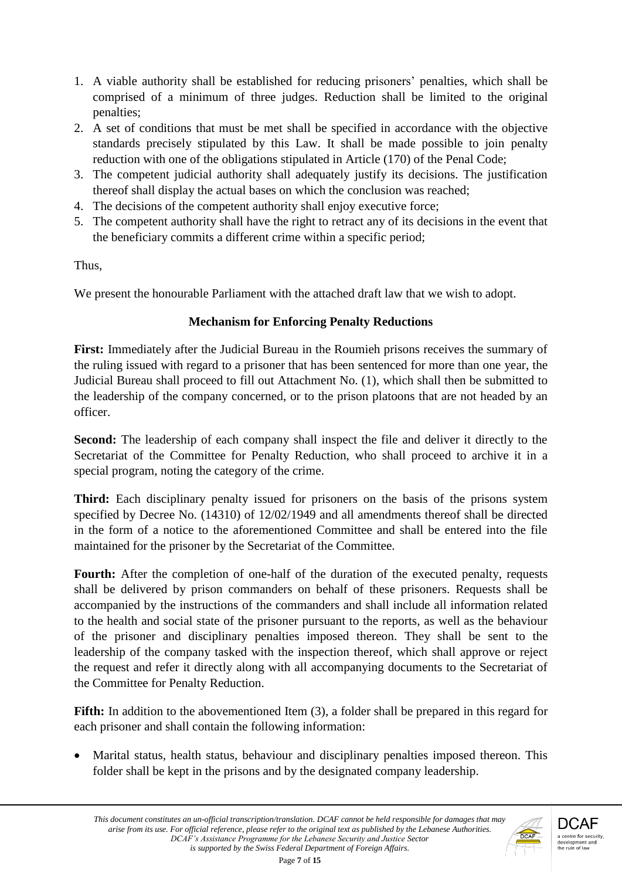1. A viable authority shall be established for reducing prisoners' penalties, which shall be comprised of a minimum of three judges. Reduction shall be limited to the original penalties;
2. A set of conditions that must be met shall be specified in accordance with the objective standards precisely stipulated by this Law. It shall be made possible to join penalty reduction with one of the obligations stipulated in Article (170) of the Penal Code;
3. The competent judicial authority shall adequately justify its decisions. The justification thereof shall display the actual bases on which the conclusion was reached;
4. The decisions of the competent authority shall enjoy executive force;
5. The competent authority shall have the right to retract any of its decisions in the event that the beneficiary commits a different crime within a specific period;

Thus,

We present the honourable Parliament with the attached draft law that we wish to adopt.

**Mechanism for Enforcing Penalty Reductions**

**First:** Immediately after the Judicial Bureau in the Roumieh prisons receives the summary of the ruling issued with regard to a prisoner that has been sentenced for more than one year, the Judicial Bureau shall proceed to fill out Attachment No. (1), which shall then be submitted to the leadership of the company concerned, or to the prison platoons that are not headed by an officer.

**Second:** The leadership of each company shall inspect the file and deliver it directly to the Secretariat of the Committee for Penalty Reduction, who shall proceed to archive it in a special program, noting the category of the crime.

**Third:** Each disciplinary penalty issued for prisoners on the basis of the prisons system specified by Decree No. (14310) of 12/02/1949 and all amendments thereof shall be directed in the form of a notice to the aforementioned Committee and shall be entered into the file maintained for the prisoner by the Secretariat of the Committee.

**Fourth:** After the completion of one-half of the duration of the executed penalty, requests shall be delivered by prison commanders on behalf of these prisoners. Requests shall be accompanied by the instructions of the commanders and shall include all information related to the health and social state of the prisoner pursuant to the reports, as well as the behaviour of the prisoner and disciplinary penalties imposed thereon. They shall be sent to the leadership of the company tasked with the inspection thereof, which shall approve or reject the request and refer it directly along with all accompanying documents to the Secretariat of the Committee for Penalty Reduction.

**Fifth:** In addition to the abovementioned Item (3), a folder shall be prepared in this regard for each prisoner and shall contain the following information:

- Marital status, health status, behaviour and disciplinary penalties imposed thereon. This folder shall be kept in the prisons and by the designated company leadership.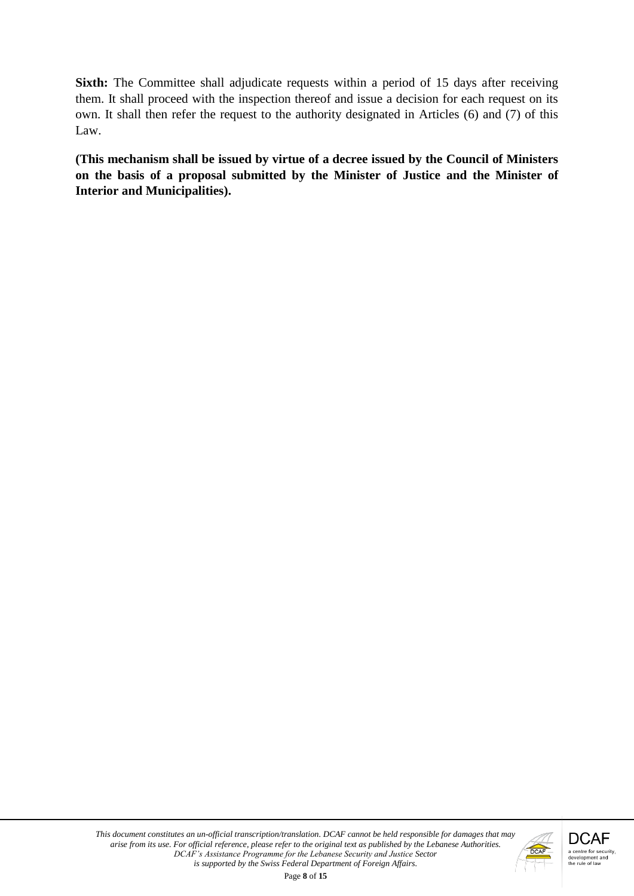**Sixth:** The Committee shall adjudicate requests within a period of 15 days after receiving them. It shall proceed with the inspection thereof and issue a decision for each request on its own. It shall then refer the request to the authority designated in Articles (6) and (7) of this Law.

**(This mechanism shall be issued by virtue of a decree issued by the Council of Ministers on the basis of a proposal submitted by the Minister of Justice and the Minister of Interior and Municipalities).**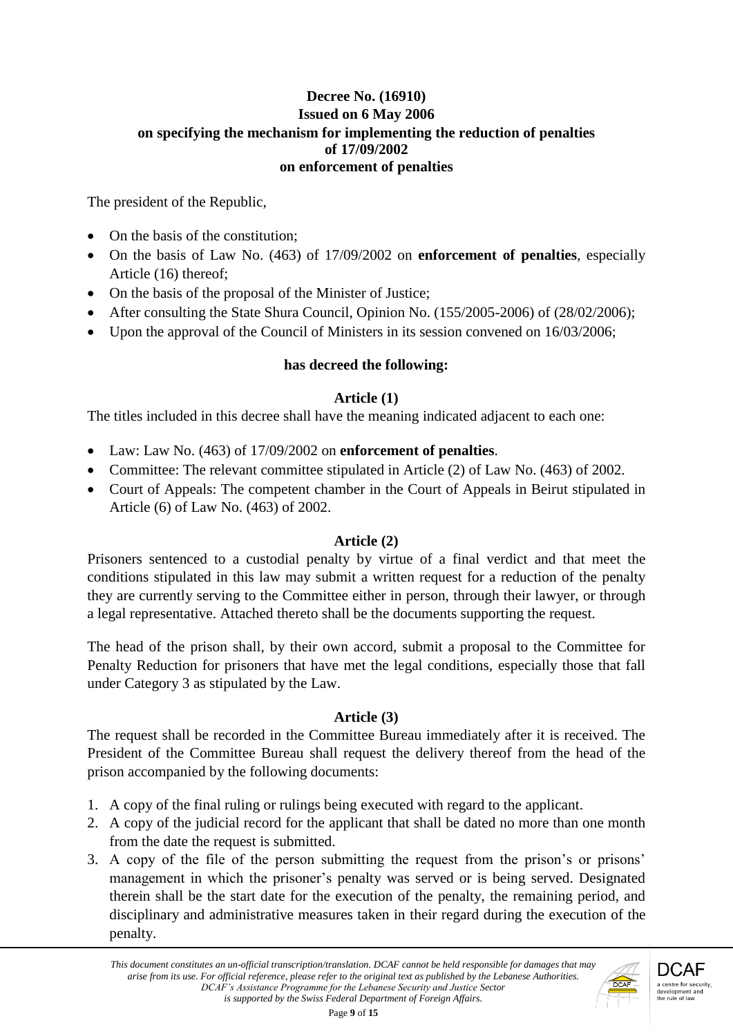**Decree No. (16910)**
**Issued on 6 May 2006**
**on specifying the mechanism for implementing the reduction of penalties**
**of 17/09/2002**
**on enforcement of penalties**

The president of the Republic,

- On the basis of the constitution;
- On the basis of Law No. (463) of 17/09/2002 on **enforcement of penalties**, especially Article (16) thereof;
- On the basis of the proposal of the Minister of Justice;
- After consulting the State Shura Council, Opinion No. (155/2005-2006) of (28/02/2006);
- Upon the approval of the Council of Ministers in its session convened on 16/03/2006;

**has decreed the following:**

**Article (1)**

The titles included in this decree shall have the meaning indicated adjacent to each one:

- Law: Law No. (463) of 17/09/2002 on **enforcement of penalties**.
- Committee: The relevant committee stipulated in Article (2) of Law No. (463) of 2002.
- Court of Appeals: The competent chamber in the Court of Appeals in Beirut stipulated in Article (6) of Law No. (463) of 2002.

**Article (2)**

Prisoners sentenced to a custodial penalty by virtue of a final verdict and that meet the conditions stipulated in this law may submit a written request for a reduction of the penalty they are currently serving to the Committee either in person, through their lawyer, or through a legal representative. Attached thereto shall be the documents supporting the request.

The head of the prison shall, by their own accord, submit a proposal to the Committee for Penalty Reduction for prisoners that have met the legal conditions, especially those that fall under Category 3 as stipulated by the Law.

**Article (3)**

The request shall be recorded in the Committee Bureau immediately after it is received. The President of the Committee Bureau shall request the delivery thereof from the head of the prison accompanied by the following documents:

1. A copy of the final ruling or rulings being executed with regard to the applicant.
2. A copy of the judicial record for the applicant that shall be dated no more than one month from the date the request is submitted.
3. A copy of the file of the person submitting the request from the prison's or prisons' management in which the prisoner's penalty was served or is being served. Designated therein shall be the start date for the execution of the penalty, the remaining period, and disciplinary and administrative measures taken in their regard during the execution of the penalty.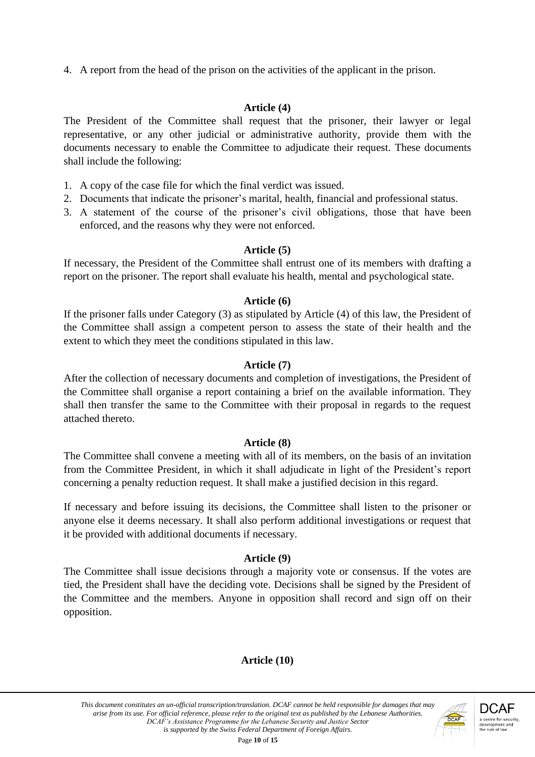4. A report from the head of the prison on the activities of the applicant in the prison.

**Article (4)**

The President of the Committee shall request that the prisoner, their lawyer or legal representative, or any other judicial or administrative authority, provide them with the documents necessary to enable the Committee to adjudicate their request. These documents shall include the following:

1. A copy of the case file for which the final verdict was issued.
2. Documents that indicate the prisoner's marital, health, financial and professional status.
3. A statement of the course of the prisoner's civil obligations, those that have been enforced, and the reasons why they were not enforced.

**Article (5)**

If necessary, the President of the Committee shall entrust one of its members with drafting a report on the prisoner. The report shall evaluate his health, mental and psychological state.

**Article (6)**

If the prisoner falls under Category (3) as stipulated by Article (4) of this law, the President of the Committee shall assign a competent person to assess the state of their health and the extent to which they meet the conditions stipulated in this law.

**Article (7)**

After the collection of necessary documents and completion of investigations, the President of the Committee shall organise a report containing a brief on the available information. They shall then transfer the same to the Committee with their proposal in regards to the request attached thereto.

**Article (8)**

The Committee shall convene a meeting with all of its members, on the basis of an invitation from the Committee President, in which it shall adjudicate in light of the President's report concerning a penalty reduction request. It shall make a justified decision in this regard.

If necessary and before issuing its decisions, the Committee shall listen to the prisoner or anyone else it deems necessary. It shall also perform additional investigations or request that it be provided with additional documents if necessary.

**Article (9)**

The Committee shall issue decisions through a majority vote or consensus. If the votes are tied, the President shall have the deciding vote. Decisions shall be signed by the President of the Committee and the members. Anyone in opposition shall record and sign off on their opposition.

**Article (10)**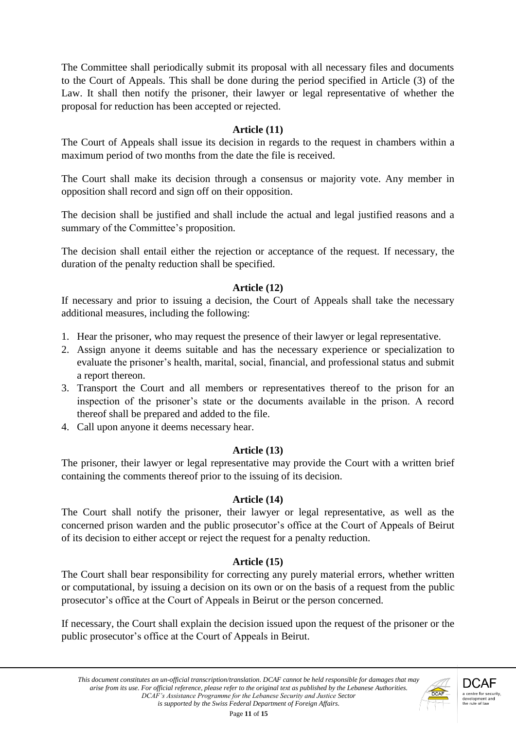The Committee shall periodically submit its proposal with all necessary files and documents to the Court of Appeals. This shall be done during the period specified in Article (3) of the Law. It shall then notify the prisoner, their lawyer or legal representative of whether the proposal for reduction has been accepted or rejected.

### Article (11)

The Court of Appeals shall issue its decision in regards to the request in chambers within a maximum period of two months from the date the file is received.

The Court shall make its decision through a consensus or majority vote. Any member in opposition shall record and sign off on their opposition.

The decision shall be justified and shall include the actual and legal justified reasons and a summary of the Committee's proposition.

The decision shall entail either the rejection or acceptance of the request. If necessary, the duration of the penalty reduction shall be specified.

### Article (12)

If necessary and prior to issuing a decision, the Court of Appeals shall take the necessary additional measures, including the following:

1. Hear the prisoner, who may request the presence of their lawyer or legal representative.
2. Assign anyone it deems suitable and has the necessary experience or specialization to evaluate the prisoner's health, marital, social, financial, and professional status and submit a report thereon.
3. Transport the Court and all members or representatives thereof to the prison for an inspection of the prisoner's state or the documents available in the prison. A record thereof shall be prepared and added to the file.
4. Call upon anyone it deems necessary hear.

### Article (13)

The prisoner, their lawyer or legal representative may provide the Court with a written brief containing the comments thereof prior to the issuing of its decision.

### Article (14)

The Court shall notify the prisoner, their lawyer or legal representative, as well as the concerned prison warden and the public prosecutor's office at the Court of Appeals of Beirut of its decision to either accept or reject the request for a penalty reduction.

### Article (15)

The Court shall bear responsibility for correcting any purely material errors, whether written or computational, by issuing a decision on its own or on the basis of a request from the public prosecutor's office at the Court of Appeals in Beirut or the person concerned.

If necessary, the Court shall explain the decision issued upon the request of the prisoner or the public prosecutor's office at the Court of Appeals in Beirut.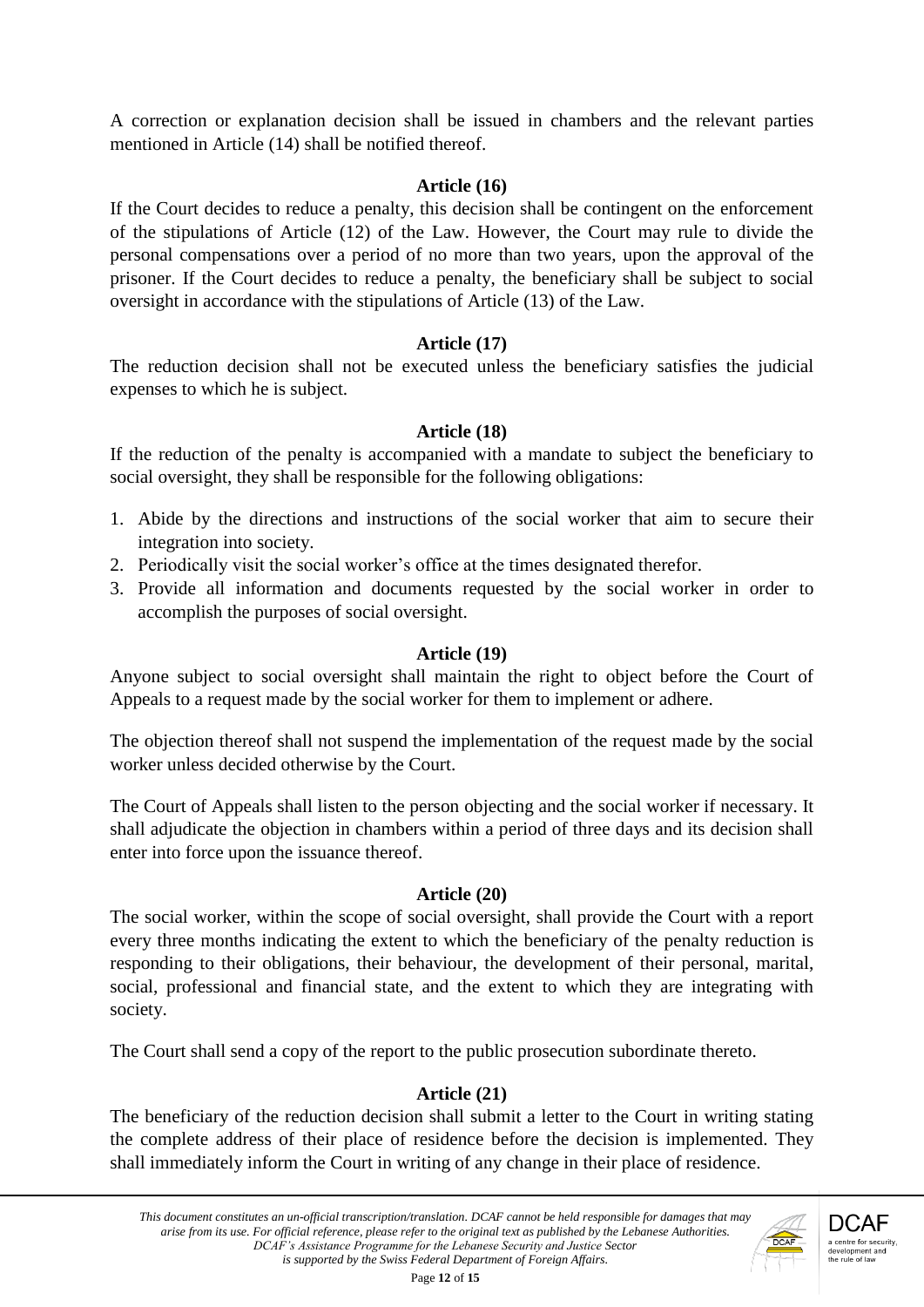A correction or explanation decision shall be issued in chambers and the relevant parties mentioned in Article (14) shall be notified thereof.

**Article (16)**

If the Court decides to reduce a penalty, this decision shall be contingent on the enforcement of the stipulations of Article (12) of the Law. However, the Court may rule to divide the personal compensations over a period of no more than two years, upon the approval of the prisoner. If the Court decides to reduce a penalty, the beneficiary shall be subject to social oversight in accordance with the stipulations of Article (13) of the Law.

**Article (17)**

The reduction decision shall not be executed unless the beneficiary satisfies the judicial expenses to which he is subject.

**Article (18)**

If the reduction of the penalty is accompanied with a mandate to subject the beneficiary to social oversight, they shall be responsible for the following obligations:

1. Abide by the directions and instructions of the social worker that aim to secure their integration into society.
2. Periodically visit the social worker's office at the times designated therefor.
3. Provide all information and documents requested by the social worker in order to accomplish the purposes of social oversight.

**Article (19)**

Anyone subject to social oversight shall maintain the right to object before the Court of Appeals to a request made by the social worker for them to implement or adhere.

The objection thereof shall not suspend the implementation of the request made by the social worker unless decided otherwise by the Court.

The Court of Appeals shall listen to the person objecting and the social worker if necessary. It shall adjudicate the objection in chambers within a period of three days and its decision shall enter into force upon the issuance thereof.

**Article (20)**

The social worker, within the scope of social oversight, shall provide the Court with a report every three months indicating the extent to which the beneficiary of the penalty reduction is responding to their obligations, their behaviour, the development of their personal, marital, social, professional and financial state, and the extent to which they are integrating with society.

The Court shall send a copy of the report to the public prosecution subordinate thereto.

**Article (21)**

The beneficiary of the reduction decision shall submit a letter to the Court in writing stating the complete address of their place of residence before the decision is implemented. They shall immediately inform the Court in writing of any change in their place of residence.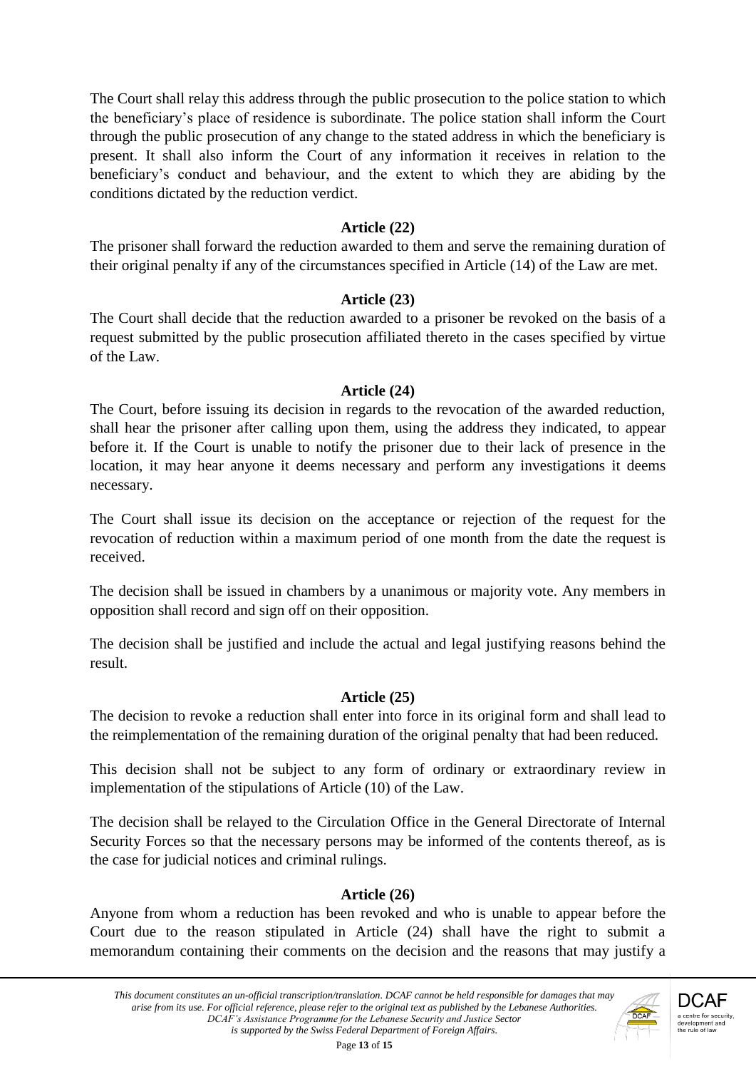The Court shall relay this address through the public prosecution to the police station to which the beneficiary's place of residence is subordinate. The police station shall inform the Court through the public prosecution of any change to the stated address in which the beneficiary is present. It shall also inform the Court of any information it receives in relation to the beneficiary's conduct and behaviour, and the extent to which they are abiding by the conditions dictated by the reduction verdict.

**Article (22)**

The prisoner shall forward the reduction awarded to them and serve the remaining duration of their original penalty if any of the circumstances specified in Article (14) of the Law are met.

**Article (23)**

The Court shall decide that the reduction awarded to a prisoner be revoked on the basis of a request submitted by the public prosecution affiliated thereto in the cases specified by virtue of the Law.

**Article (24)**

The Court, before issuing its decision in regards to the revocation of the awarded reduction, shall hear the prisoner after calling upon them, using the address they indicated, to appear before it. If the Court is unable to notify the prisoner due to their lack of presence in the location, it may hear anyone it deems necessary and perform any investigations it deems necessary.

The Court shall issue its decision on the acceptance or rejection of the request for the revocation of reduction within a maximum period of one month from the date the request is received.

The decision shall be issued in chambers by a unanimous or majority vote. Any members in opposition shall record and sign off on their opposition.

The decision shall be justified and include the actual and legal justifying reasons behind the result.

**Article (25)**

The decision to revoke a reduction shall enter into force in its original form and shall lead to the reimplementation of the remaining duration of the original penalty that had been reduced.

This decision shall not be subject to any form of ordinary or extraordinary review in implementation of the stipulations of Article (10) of the Law.

The decision shall be relayed to the Circulation Office in the General Directorate of Internal Security Forces so that the necessary persons may be informed of the contents thereof, as is the case for judicial notices and criminal rulings.

**Article (26)**

Anyone from whom a reduction has been revoked and who is unable to appear before the Court due to the reason stipulated in Article (24) shall have the right to submit a memorandum containing their comments on the decision and the reasons that may justify a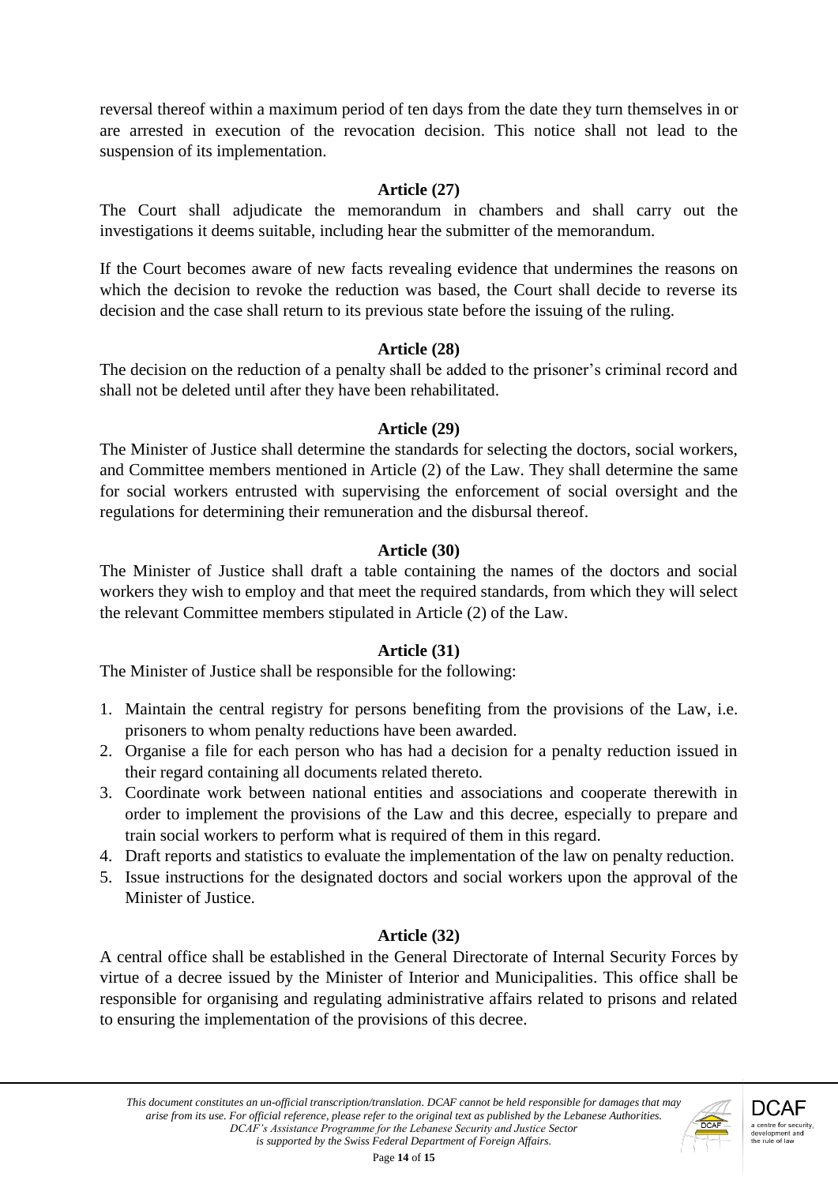reversal thereof within a maximum period of ten days from the date they turn themselves in or are arrested in execution of the revocation decision. This notice shall not lead to the suspension of its implementation.

**Article (27)**

The Court shall adjudicate the memorandum in chambers and shall carry out the investigations it deems suitable, including hear the submitter of the memorandum.

If the Court becomes aware of new facts revealing evidence that undermines the reasons on which the decision to revoke the reduction was based, the Court shall decide to reverse its decision and the case shall return to its previous state before the issuing of the ruling.

**Article (28)**

The decision on the reduction of a penalty shall be added to the prisoner's criminal record and shall not be deleted until after they have been rehabilitated.

**Article (29)**

The Minister of Justice shall determine the standards for selecting the doctors, social workers, and Committee members mentioned in Article (2) of the Law. They shall determine the same for social workers entrusted with supervising the enforcement of social oversight and the regulations for determining their remuneration and the disbursal thereof.

**Article (30)**

The Minister of Justice shall draft a table containing the names of the doctors and social workers they wish to employ and that meet the required standards, from which they will select the relevant Committee members stipulated in Article (2) of the Law.

**Article (31)**

The Minister of Justice shall be responsible for the following:

1. Maintain the central registry for persons benefiting from the provisions of the Law, i.e. prisoners to whom penalty reductions have been awarded.
2. Organise a file for each person who has had a decision for a penalty reduction issued in their regard containing all documents related thereto.
3. Coordinate work between national entities and associations and cooperate therewith in order to implement the provisions of the Law and this decree, especially to prepare and train social workers to perform what is required of them in this regard.
4. Draft reports and statistics to evaluate the implementation of the law on penalty reduction.
5. Issue instructions for the designated doctors and social workers upon the approval of the Minister of Justice.

**Article (32)**

A central office shall be established in the General Directorate of Internal Security Forces by virtue of a decree issued by the Minister of Interior and Municipalities. This office shall be responsible for organising and regulating administrative affairs related to prisons and related to ensuring the implementation of the provisions of this decree.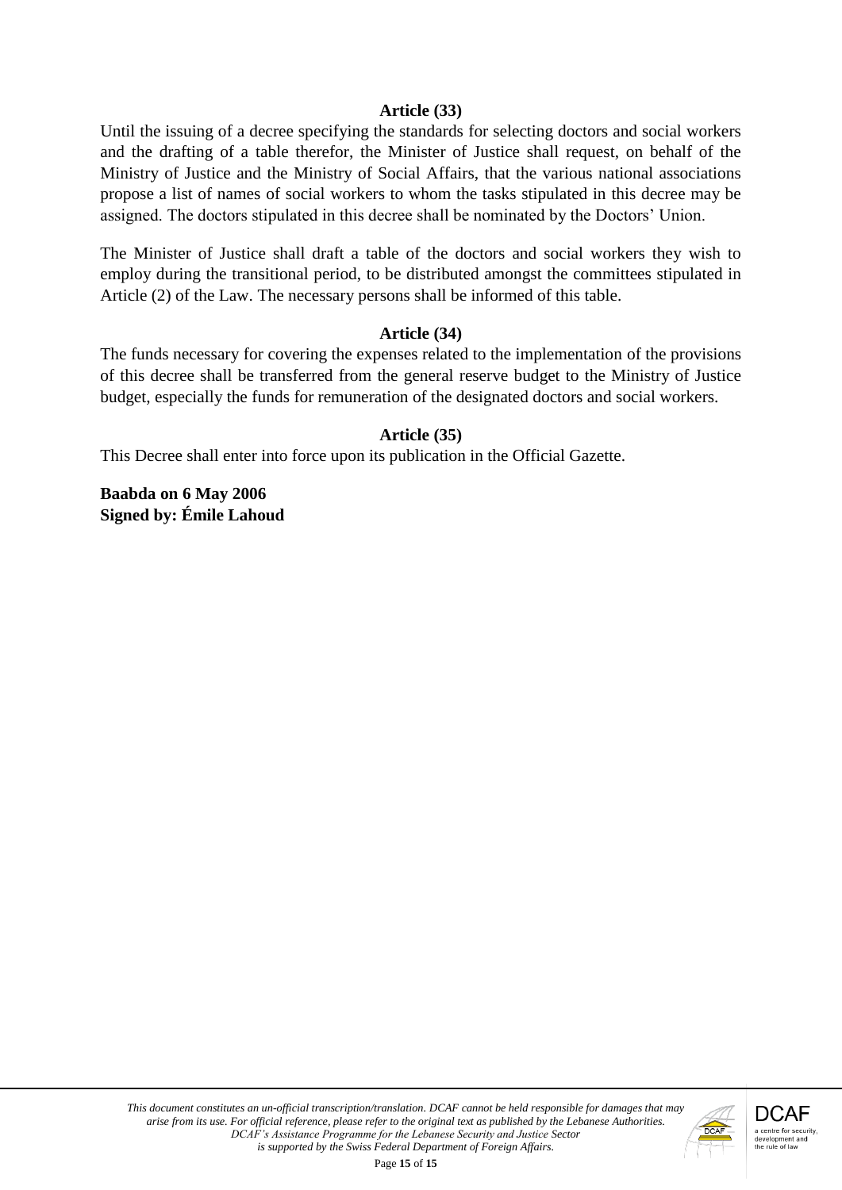**Article (33)**

Until the issuing of a decree specifying the standards for selecting doctors and social workers and the drafting of a table therefor, the Minister of Justice shall request, on behalf of the Ministry of Justice and the Ministry of Social Affairs, that the various national associations propose a list of names of social workers to whom the tasks stipulated in this decree may be assigned. The doctors stipulated in this decree shall be nominated by the Doctors' Union.

The Minister of Justice shall draft a table of the doctors and social workers they wish to employ during the transitional period, to be distributed amongst the committees stipulated in Article (2) of the Law. The necessary persons shall be informed of this table.

**Article (34)**

The funds necessary for covering the expenses related to the implementation of the provisions of this decree shall be transferred from the general reserve budget to the Ministry of Justice budget, especially the funds for remuneration of the designated doctors and social workers.

**Article (35)**

This Decree shall enter into force upon its publication in the Official Gazette.

**Baabda on 6 May 2006**
**Signed by: Émile Lahoud**

*This document constitutes an un-official transcription/translation. DCAF cannot be held responsible for damages that may arise from its use. For official reference, please refer to the original text as published by the Lebanese Authorities. DCAF's Assistance Programme for the Lebanese Security and Justice Sector is supported by the Swiss Federal Department of Foreign Affairs.*